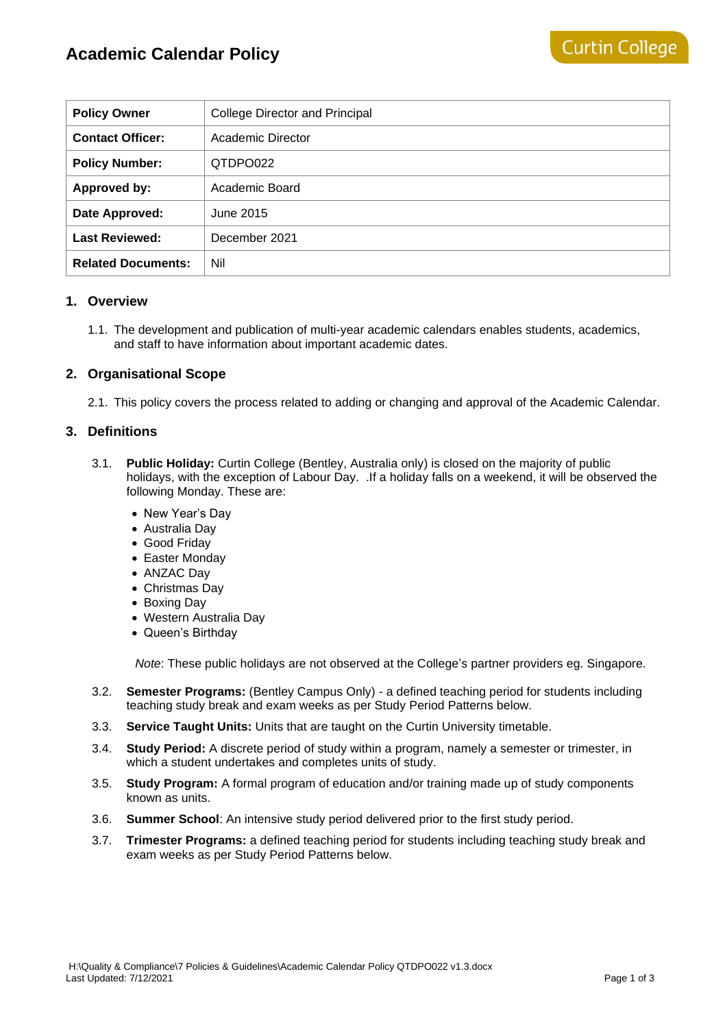# Academic Calendar Policy

Curtin College

| Policy Owner | College Director and Principal |
| --- | --- |
| **Contact Officer:** | Academic Director |
| **Policy Number:** | QTDPO022 |
| **Approved by:** | Academic Board |
| **Date Approved:** | June 2015 |
| **Last Reviewed:** | December 2021 |
| **Related Documents:** | Nil |

## 1. Overview

1.1. The development and publication of multi-year academic calendars enables students, academics, and staff to have information about important academic dates.

## 2. Organisational Scope

2.1. This policy covers the process related to adding or changing and approval of the Academic Calendar.

## 3. Definitions

3.1. **Public Holiday:** Curtin College (Bentley, Australia only) is closed on the majority of public holidays, with the exception of Labour Day. .If a holiday falls on a weekend, it will be observed the following Monday. These are:

- New Year's Day
- Australia Day
- Good Friday
- Easter Monday
- ANZAC Day
- Christmas Day
- Boxing Day
- Western Australia Day
- Queen's Birthday

*Note*: These public holidays are not observed at the College's partner providers eg. Singapore.

3.2. **Semester Programs:** (Bentley Campus Only) - a defined teaching period for students including teaching study break and exam weeks as per Study Period Patterns below.

3.3. **Service Taught Units:** Units that are taught on the Curtin University timetable.

3.4. **Study Period:** A discrete period of study within a program, namely a semester or trimester, in which a student undertakes and completes units of study.

3.5. **Study Program:** A formal program of education and/or training made up of study components known as units.

3.6. **Summer School**: An intensive study period delivered prior to the first study period.

3.7. **Trimester Programs:** a defined teaching period for students including teaching study break and exam weeks as per Study Period Patterns below.

H:\Quality & Compliance\7 Policies & Guidelines\Academic Calendar Policy QTDPO022 v1.3.docx
Last Updated: 7/12/2021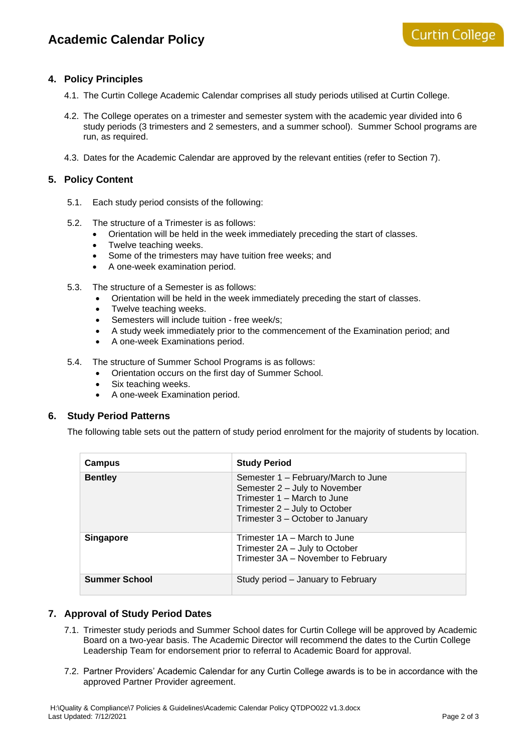## 4. Policy Principles

4.1. The Curtin College Academic Calendar comprises all study periods utilised at Curtin College.

4.2. The College operates on a trimester and semester system with the academic year divided into 6 study periods (3 trimesters and 2 semesters, and a summer school). Summer School programs are run, as required.

4.3. Dates for the Academic Calendar are approved by the relevant entities (refer to Section 7).

## 5. Policy Content

5.1. Each study period consists of the following:

5.2. The structure of a Trimester is as follows:

- Orientation will be held in the week immediately preceding the start of classes.
- Twelve teaching weeks.
- Some of the trimesters may have tuition free weeks; and
- A one-week examination period.

5.3. The structure of a Semester is as follows:

- Orientation will be held in the week immediately preceding the start of classes.
- Twelve teaching weeks.
- Semesters will include tuition - free week/s;
- A study week immediately prior to the commencement of the Examination period; and
- A one-week Examinations period.

5.4. The structure of Summer School Programs is as follows:

- Orientation occurs on the first day of Summer School.
- Six teaching weeks.
- A one-week Examination period.

## 6. Study Period Patterns

The following table sets out the pattern of study period enrolment for the majority of students by location.

| Campus | Study Period |
|---|---|
| **Bentley** | Semester 1 – February/March to June<br>Semester 2 – July to November<br>Trimester 1 – March to June<br>Trimester 2 – July to October<br>Trimester 3 – October to January |
| **Singapore** | Trimester 1A – March to June<br>Trimester 2A – July to October<br>Trimester 3A – November to February |
| **Summer School** | Study period – January to February |

## 7. Approval of Study Period Dates

7.1. Trimester study periods and Summer School dates for Curtin College will be approved by Academic Board on a two-year basis. The Academic Director will recommend the dates to the Curtin College Leadership Team for endorsement prior to referral to Academic Board for approval.

7.2. Partner Providers' Academic Calendar for any Curtin College awards is to be in accordance with the approved Partner Provider agreement.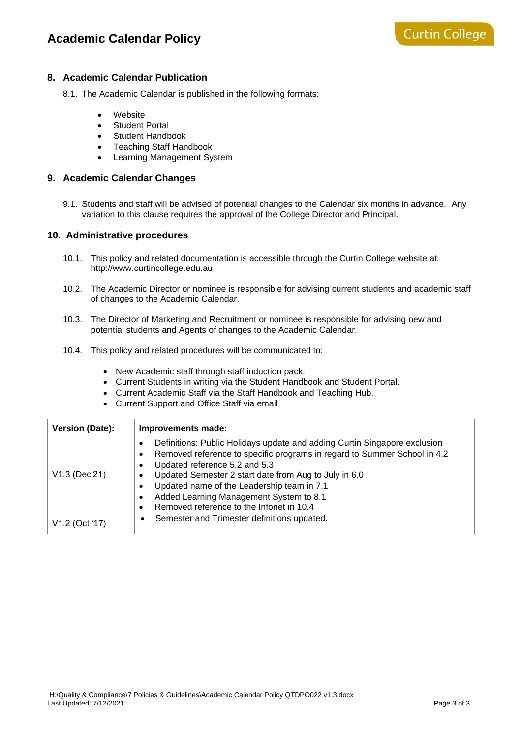## 8. Academic Calendar Publication

8.1. The Academic Calendar is published in the following formats:

- Website
- Student Portal
- Student Handbook
- Teaching Staff Handbook
- Learning Management System

## 9. Academic Calendar Changes

9.1. Students and staff will be advised of potential changes to the Calendar six months in advance. Any variation to this clause requires the approval of the College Director and Principal.

## 10. Administrative procedures

10.1. This policy and related documentation is accessible through the Curtin College website at: http://www.curtincollege.edu.au

10.2. The Academic Director or nominee is responsible for advising current students and academic staff of changes to the Academic Calendar.

10.3. The Director of Marketing and Recruitment or nominee is responsible for advising new and potential students and Agents of changes to the Academic Calendar.

10.4. This policy and related procedures will be communicated to:

- New Academic staff through staff induction pack.
- Current Students in writing via the Student Handbook and Student Portal.
- Current Academic Staff via the Staff Handbook and Teaching Hub.
- Current Support and Office Staff via email

| Version (Date): | Improvements made: |
|---|---|
| V1.3 (Dec'21) | • Definitions: Public Holidays update and adding Curtin Singapore exclusion<br>• Removed reference to specific programs in regard to Summer School in 4.2<br>• Updated reference 5.2 and 5.3<br>• Updated Semester 2 start date from Aug to July in 6.0<br>• Updated name of the Leadership team in 7.1<br>• Added Learning Management System to 8.1<br>• Removed reference to the Infonet in 10.4 |
| V1.2 (Oct '17) | • Semester and Trimester definitions updated. |

H:\Quality & Compliance\7 Policies & Guidelines\Academic Calendar Policy QTDPO022 v1.3.docx
Last Updated: 7/12/2021